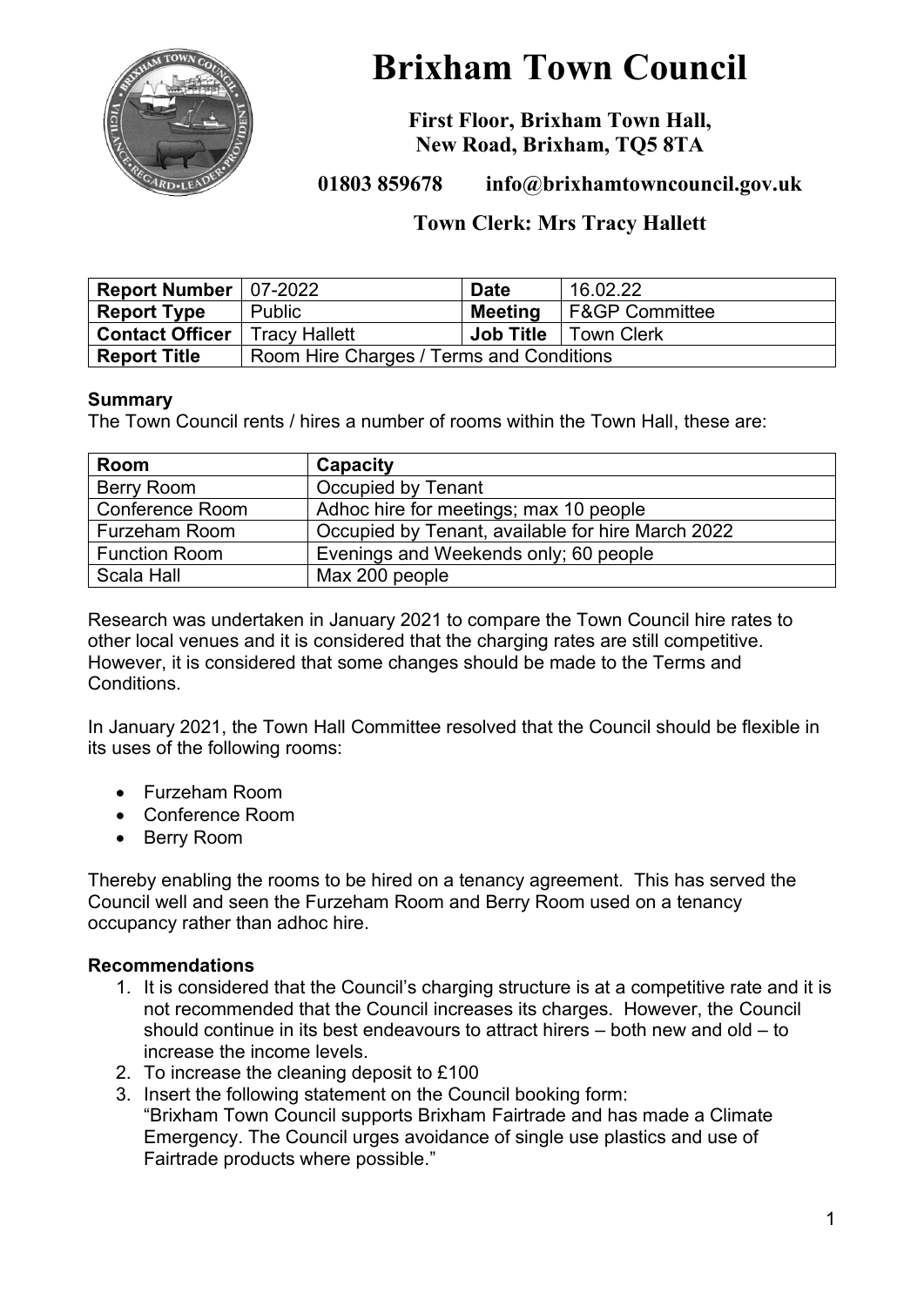# Brixham Town Council

**First Floor, Brixham Town Hall, New Road, Brixham, TQ5 8TA**

**01803 859678 info@brixhamtowncouncil.gov.uk**

**Town Clerk: Mrs Tracy Hallett**

| **Report Number** | 07-2022 | **Date** | 16.02.22 |
|---|---|---|---|
| **Report Type** | Public | **Meeting** | F&GP Committee |
| **Contact Officer** | Tracy Hallett | **Job Title** | Town Clerk |
| **Report Title** | Room Hire Charges / Terms and Conditions | | |

**Summary**

The Town Council rents / hires a number of rooms within the Town Hall, these are:

| **Room** | **Capacity** |
|---|---|
| Berry Room | Occupied by Tenant |
| Conference Room | Adhoc hire for meetings; max 10 people |
| Furzeham Room | Occupied by Tenant, available for hire March 2022 |
| Function Room | Evenings and Weekends only; 60 people |
| Scala Hall | Max 200 people |

Research was undertaken in January 2021 to compare the Town Council hire rates to other local venues and it is considered that the charging rates are still competitive. However, it is considered that some changes should be made to the Terms and Conditions.

In January 2021, the Town Hall Committee resolved that the Council should be flexible in its uses of the following rooms:

- Furzeham Room
- Conference Room
- Berry Room

Thereby enabling the rooms to be hired on a tenancy agreement. This has served the Council well and seen the Furzeham Room and Berry Room used on a tenancy occupancy rather than adhoc hire.

**Recommendations**

1. It is considered that the Council's charging structure is at a competitive rate and it is not recommended that the Council increases its charges. However, the Council should continue in its best endeavours to attract hirers – both new and old – to increase the income levels.
2. To increase the cleaning deposit to £100
3. Insert the following statement on the Council booking form:
   "Brixham Town Council supports Brixham Fairtrade and has made a Climate Emergency. The Council urges avoidance of single use plastics and use of Fairtrade products where possible."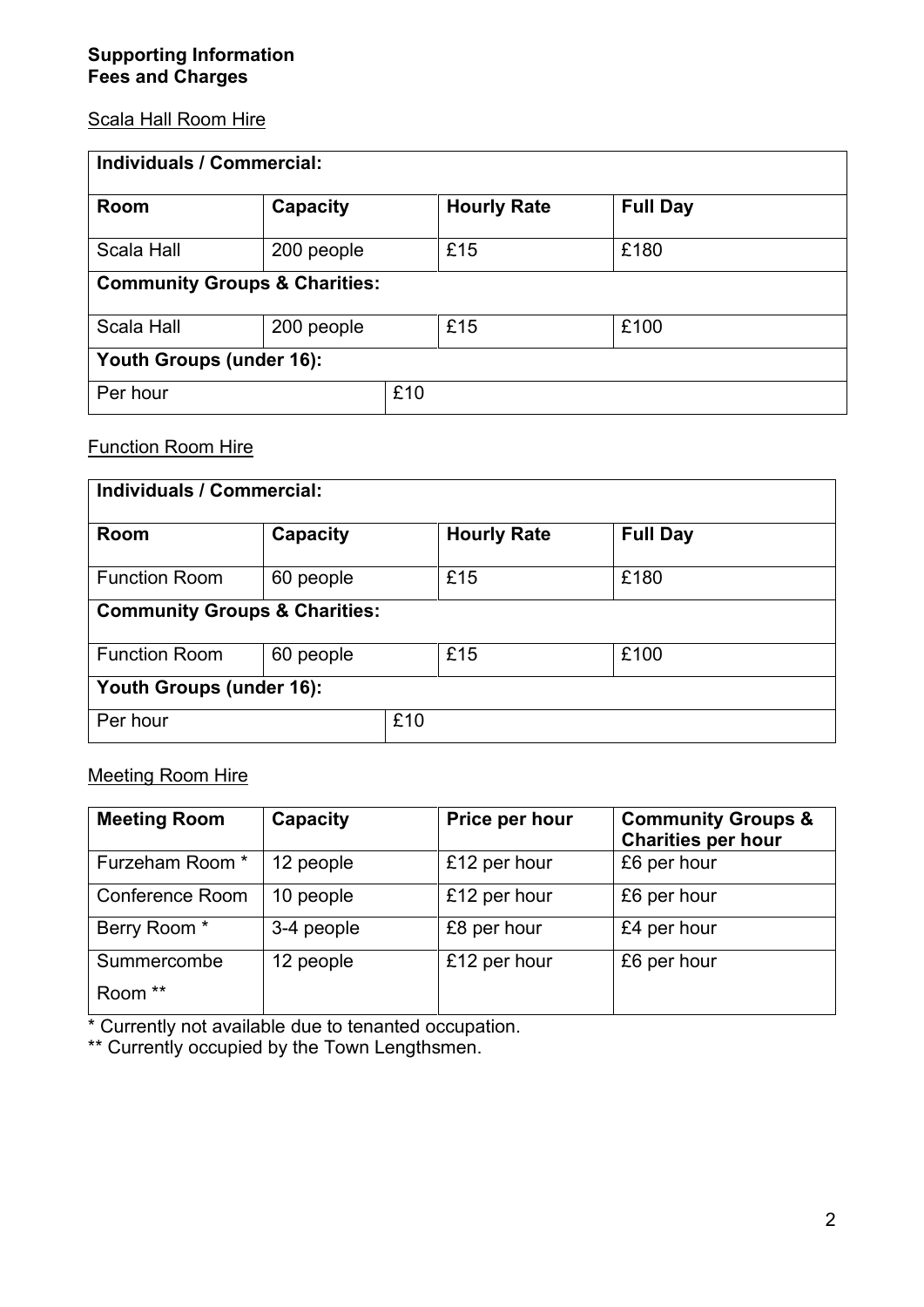**Supporting Information**
**Fees and Charges**

Scala Hall Room Hire

| **Individuals / Commercial:** | | | |
|---|---|---|---|
| **Room** | **Capacity** | **Hourly Rate** | **Full Day** |
| Scala Hall | 200 people | £15 | £180 |
| **Community Groups & Charities:** | | | |
| Scala Hall | 200 people | £15 | £100 |
| **Youth Groups (under 16):** | | | |
| Per hour | £10 | | |

Function Room Hire

| **Individuals / Commercial:** | | | |
|---|---|---|---|
| **Room** | **Capacity** | **Hourly Rate** | **Full Day** |
| Function Room | 60 people | £15 | £180 |
| **Community Groups & Charities:** | | | |
| Function Room | 60 people | £15 | £100 |
| **Youth Groups (under 16):** | | | |
| Per hour | £10 | | |

Meeting Room Hire

| **Meeting Room** | **Capacity** | **Price per hour** | **Community Groups & Charities per hour** |
|---|---|---|---|
| Furzeham Room * | 12 people | £12 per hour | £6 per hour |
| Conference Room | 10 people | £12 per hour | £6 per hour |
| Berry Room * | 3-4 people | £8 per hour | £4 per hour |
| Summercombe Room ** | 12 people | £12 per hour | £6 per hour |

* Currently not available due to tenanted occupation.
** Currently occupied by the Town Lengthsmen.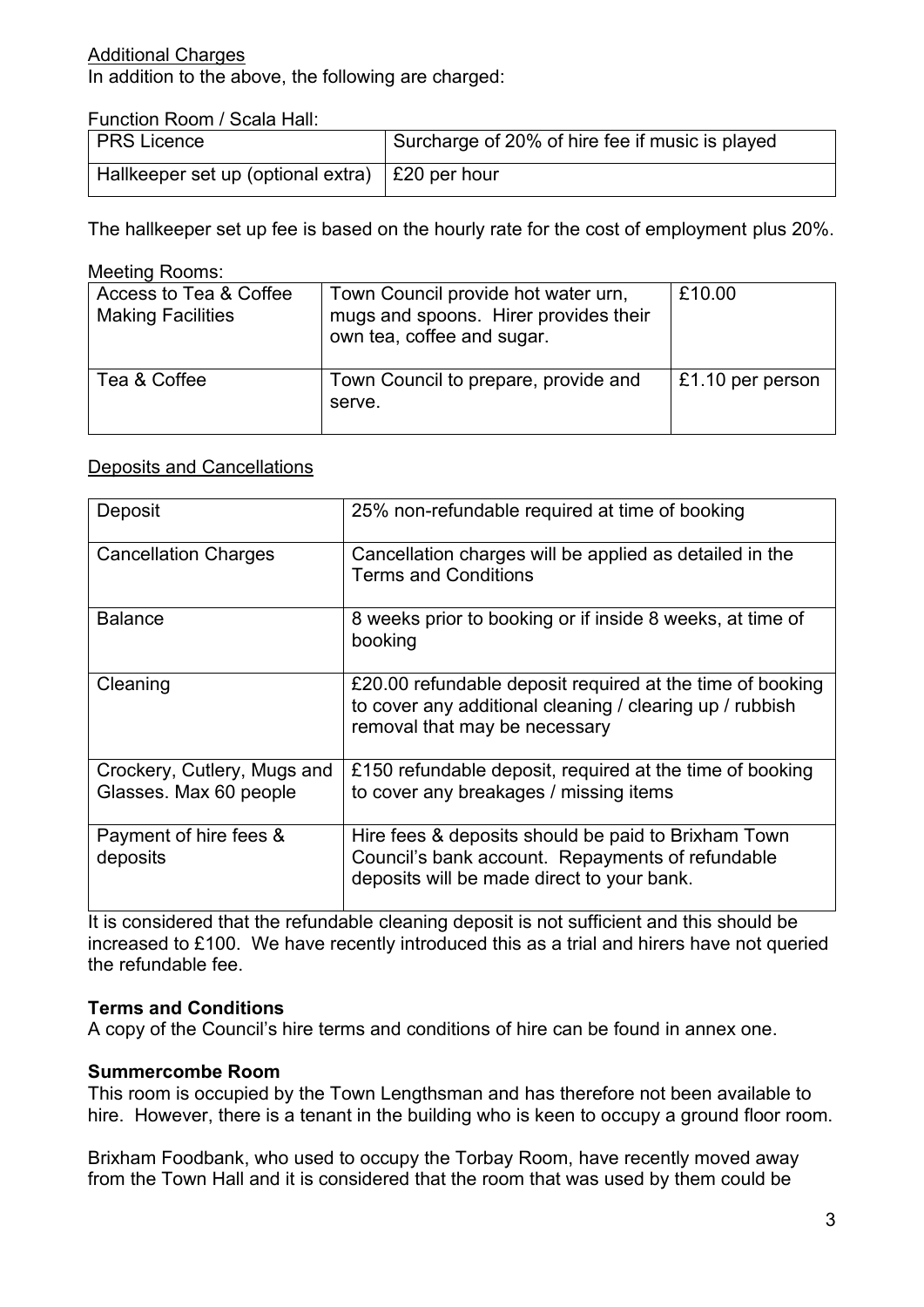<u>Additional Charges</u>

In addition to the above, the following are charged:

Function Room / Scala Hall:

| PRS Licence | Surcharge of 20% of hire fee if music is played |
| --- | --- |
| Hallkeeper set up (optional extra) | £20 per hour |

The hallkeeper set up fee is based on the hourly rate for the cost of employment plus 20%.

Meeting Rooms:

| Access to Tea & Coffee Making Facilities | Town Council provide hot water urn, mugs and spoons. Hirer provides their own tea, coffee and sugar. | £10.00 |
| --- | --- | --- |
| Tea & Coffee | Town Council to prepare, provide and serve. | £1.10 per person |

<u>Deposits and Cancellations</u>

| Deposit | 25% non-refundable required at time of booking |
| --- | --- |
| Cancellation Charges | Cancellation charges will be applied as detailed in the Terms and Conditions |
| Balance | 8 weeks prior to booking or if inside 8 weeks, at time of booking |
| Cleaning | £20.00 refundable deposit required at the time of booking to cover any additional cleaning / clearing up / rubbish removal that may be necessary |
| Crockery, Cutlery, Mugs and Glasses. Max 60 people | £150 refundable deposit, required at the time of booking to cover any breakages / missing items |
| Payment of hire fees & deposits | Hire fees & deposits should be paid to Brixham Town Council's bank account. Repayments of refundable deposits will be made direct to your bank. |

It is considered that the refundable cleaning deposit is not sufficient and this should be increased to £100. We have recently introduced this as a trial and hirers have not queried the refundable fee.

**Terms and Conditions**

A copy of the Council's hire terms and conditions of hire can be found in annex one.

**Summercombe Room**

This room is occupied by the Town Lengthsman and has therefore not been available to hire. However, there is a tenant in the building who is keen to occupy a ground floor room.

Brixham Foodbank, who used to occupy the Torbay Room, have recently moved away from the Town Hall and it is considered that the room that was used by them could be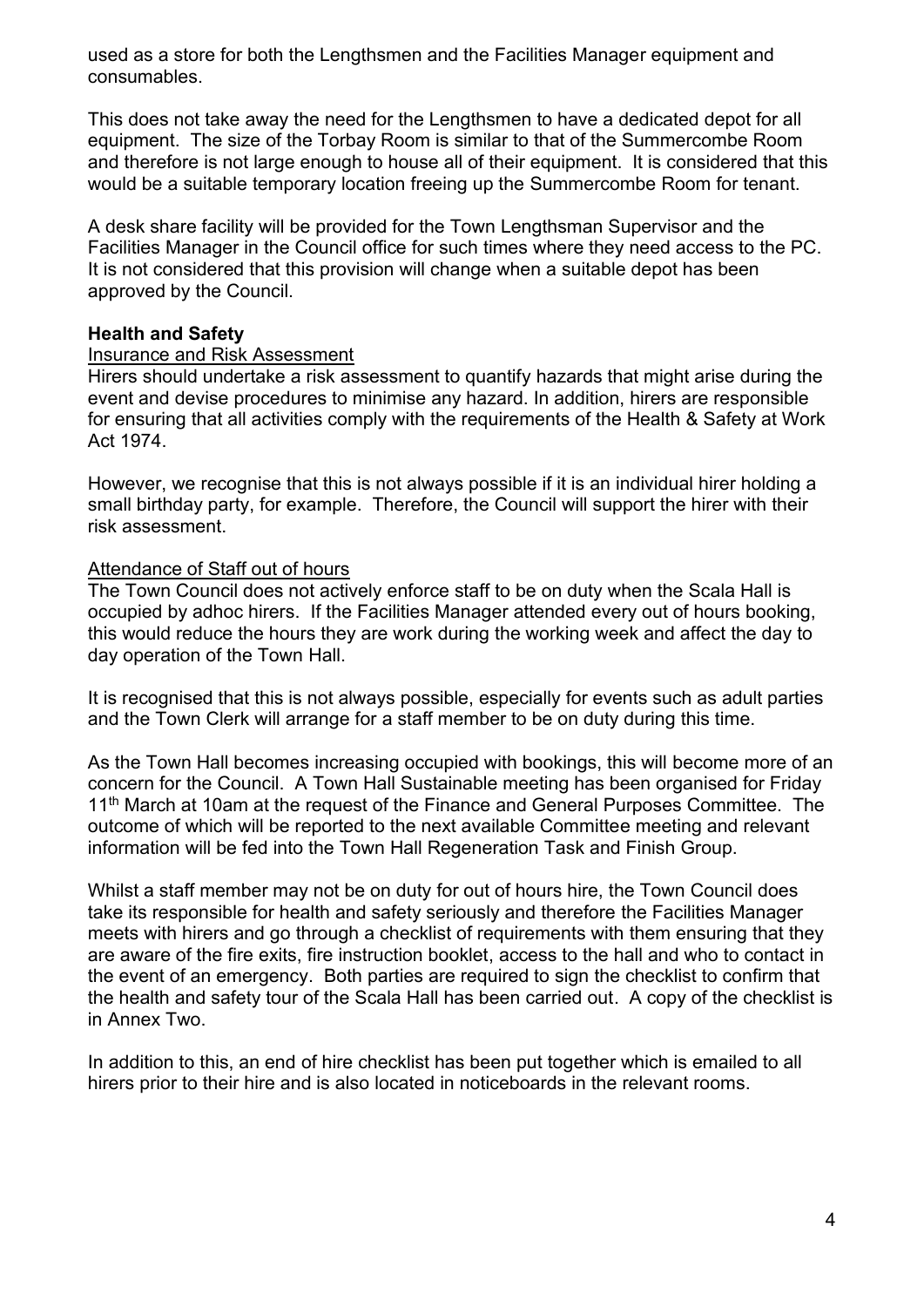used as a store for both the Lengthsmen and the Facilities Manager equipment and consumables.

This does not take away the need for the Lengthsmen to have a dedicated depot for all equipment. The size of the Torbay Room is similar to that of the Summercombe Room and therefore is not large enough to house all of their equipment. It is considered that this would be a suitable temporary location freeing up the Summercombe Room for tenant.

A desk share facility will be provided for the Town Lengthsman Supervisor and the Facilities Manager in the Council office for such times where they need access to the PC. It is not considered that this provision will change when a suitable depot has been approved by the Council.

**Health and Safety**

Insurance and Risk Assessment

Hirers should undertake a risk assessment to quantify hazards that might arise during the event and devise procedures to minimise any hazard. In addition, hirers are responsible for ensuring that all activities comply with the requirements of the Health & Safety at Work Act 1974.

However, we recognise that this is not always possible if it is an individual hirer holding a small birthday party, for example. Therefore, the Council will support the hirer with their risk assessment.

Attendance of Staff out of hours

The Town Council does not actively enforce staff to be on duty when the Scala Hall is occupied by adhoc hirers. If the Facilities Manager attended every out of hours booking, this would reduce the hours they are work during the working week and affect the day to day operation of the Town Hall.

It is recognised that this is not always possible, especially for events such as adult parties and the Town Clerk will arrange for a staff member to be on duty during this time.

As the Town Hall becomes increasing occupied with bookings, this will become more of an concern for the Council. A Town Hall Sustainable meeting has been organised for Friday 11th March at 10am at the request of the Finance and General Purposes Committee. The outcome of which will be reported to the next available Committee meeting and relevant information will be fed into the Town Hall Regeneration Task and Finish Group.

Whilst a staff member may not be on duty for out of hours hire, the Town Council does take its responsible for health and safety seriously and therefore the Facilities Manager meets with hirers and go through a checklist of requirements with them ensuring that they are aware of the fire exits, fire instruction booklet, access to the hall and who to contact in the event of an emergency. Both parties are required to sign the checklist to confirm that the health and safety tour of the Scala Hall has been carried out. A copy of the checklist is in Annex Two.

In addition to this, an end of hire checklist has been put together which is emailed to all hirers prior to their hire and is also located in noticeboards in the relevant rooms.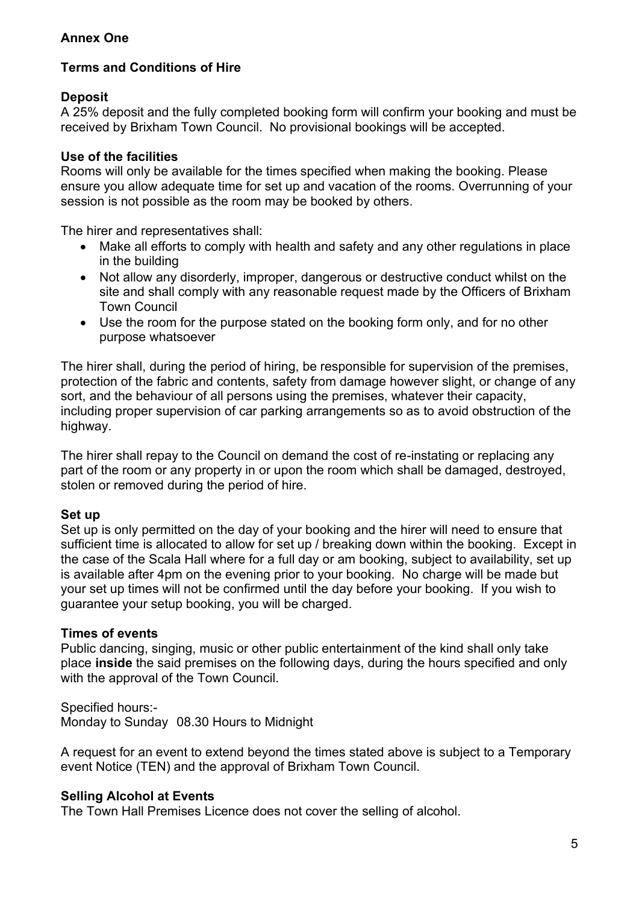## Annex One

### Terms and Conditions of Hire

**Deposit**

A 25% deposit and the fully completed booking form will confirm your booking and must be received by Brixham Town Council. No provisional bookings will be accepted.

**Use of the facilities**

Rooms will only be available for the times specified when making the booking. Please ensure you allow adequate time for set up and vacation of the rooms. Overrunning of your session is not possible as the room may be booked by others.

The hirer and representatives shall:

- Make all efforts to comply with health and safety and any other regulations in place in the building
- Not allow any disorderly, improper, dangerous or destructive conduct whilst on the site and shall comply with any reasonable request made by the Officers of Brixham Town Council
- Use the room for the purpose stated on the booking form only, and for no other purpose whatsoever

The hirer shall, during the period of hiring, be responsible for supervision of the premises, protection of the fabric and contents, safety from damage however slight, or change of any sort, and the behaviour of all persons using the premises, whatever their capacity, including proper supervision of car parking arrangements so as to avoid obstruction of the highway.

The hirer shall repay to the Council on demand the cost of re-instating or replacing any part of the room or any property in or upon the room which shall be damaged, destroyed, stolen or removed during the period of hire.

**Set up**

Set up is only permitted on the day of your booking and the hirer will need to ensure that sufficient time is allocated to allow for set up / breaking down within the booking. Except in the case of the Scala Hall where for a full day or am booking, subject to availability, set up is available after 4pm on the evening prior to your booking. No charge will be made but your set up times will not be confirmed until the day before your booking. If you wish to guarantee your setup booking, you will be charged.

**Times of events**

Public dancing, singing, music or other public entertainment of the kind shall only take place **inside** the said premises on the following days, during the hours specified and only with the approval of the Town Council.

Specified hours:-
Monday to Sunday 08.30 Hours to Midnight

A request for an event to extend beyond the times stated above is subject to a Temporary event Notice (TEN) and the approval of Brixham Town Council.

**Selling Alcohol at Events**

The Town Hall Premises Licence does not cover the selling of alcohol.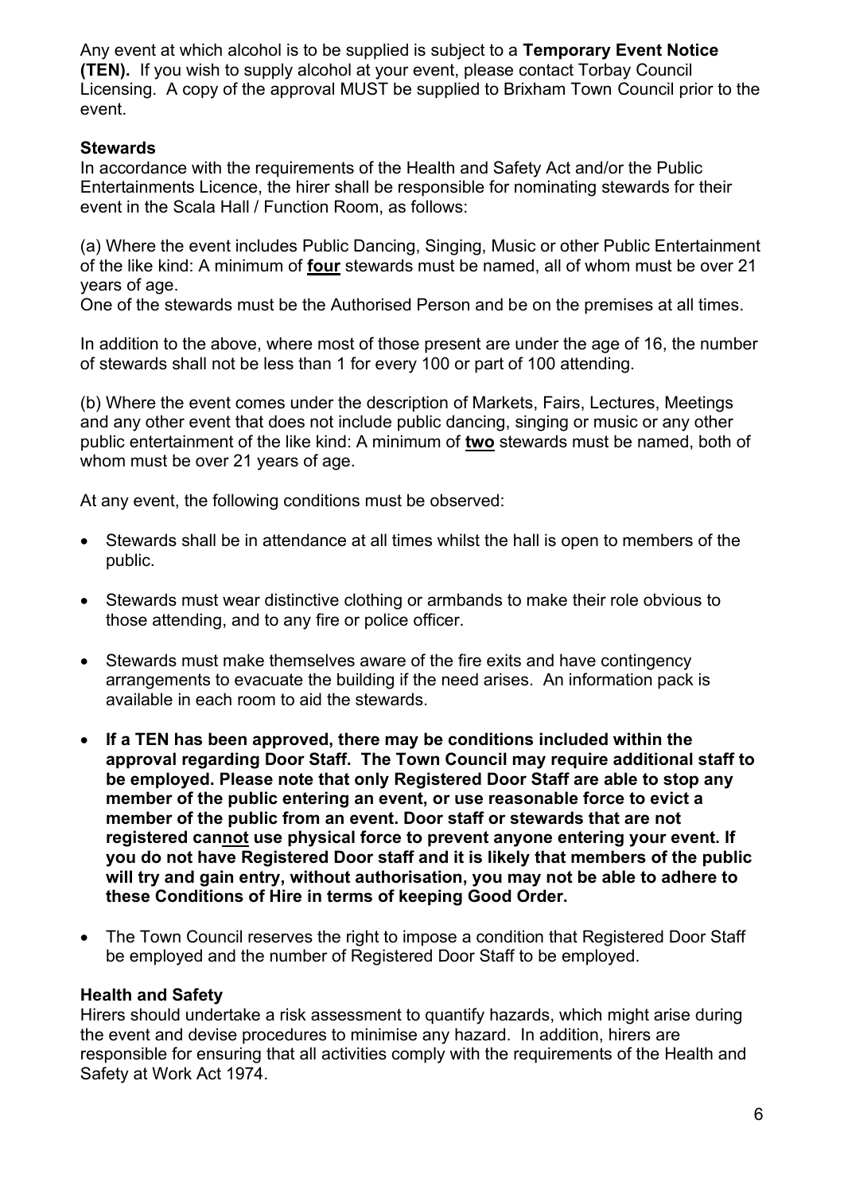Any event at which alcohol is to be supplied is subject to a **Temporary Event Notice (TEN).** If you wish to supply alcohol at your event, please contact Torbay Council Licensing. A copy of the approval MUST be supplied to Brixham Town Council prior to the event.

**Stewards**

In accordance with the requirements of the Health and Safety Act and/or the Public Entertainments Licence, the hirer shall be responsible for nominating stewards for their event in the Scala Hall / Function Room, as follows:

(a) Where the event includes Public Dancing, Singing, Music or other Public Entertainment of the like kind: A minimum of <u>**four**</u> stewards must be named, all of whom must be over 21 years of age.
One of the stewards must be the Authorised Person and be on the premises at all times.

In addition to the above, where most of those present are under the age of 16, the number of stewards shall not be less than 1 for every 100 or part of 100 attending.

(b) Where the event comes under the description of Markets, Fairs, Lectures, Meetings and any other event that does not include public dancing, singing or music or any other public entertainment of the like kind: A minimum of <u>**two**</u> stewards must be named, both of whom must be over 21 years of age.

At any event, the following conditions must be observed:

- Stewards shall be in attendance at all times whilst the hall is open to members of the public.
- Stewards must wear distinctive clothing or armbands to make their role obvious to those attending, and to any fire or police officer.
- Stewards must make themselves aware of the fire exits and have contingency arrangements to evacuate the building if the need arises. An information pack is available in each room to aid the stewards.
- **If a TEN has been approved, there may be conditions included within the approval regarding Door Staff. The Town Council may require additional staff to be employed. Please note that only Registered Door Staff are able to stop any member of the public entering an event, or use reasonable force to evict a member of the public from an event. Door staff or stewards that are not registered can<u>not</u> use physical force to prevent anyone entering your event. If you do not have Registered Door staff and it is likely that members of the public will try and gain entry, without authorisation, you may not be able to adhere to these Conditions of Hire in terms of keeping Good Order.**
- The Town Council reserves the right to impose a condition that Registered Door Staff be employed and the number of Registered Door Staff to be employed.

**Health and Safety**

Hirers should undertake a risk assessment to quantify hazards, which might arise during the event and devise procedures to minimise any hazard. In addition, hirers are responsible for ensuring that all activities comply with the requirements of the Health and Safety at Work Act 1974.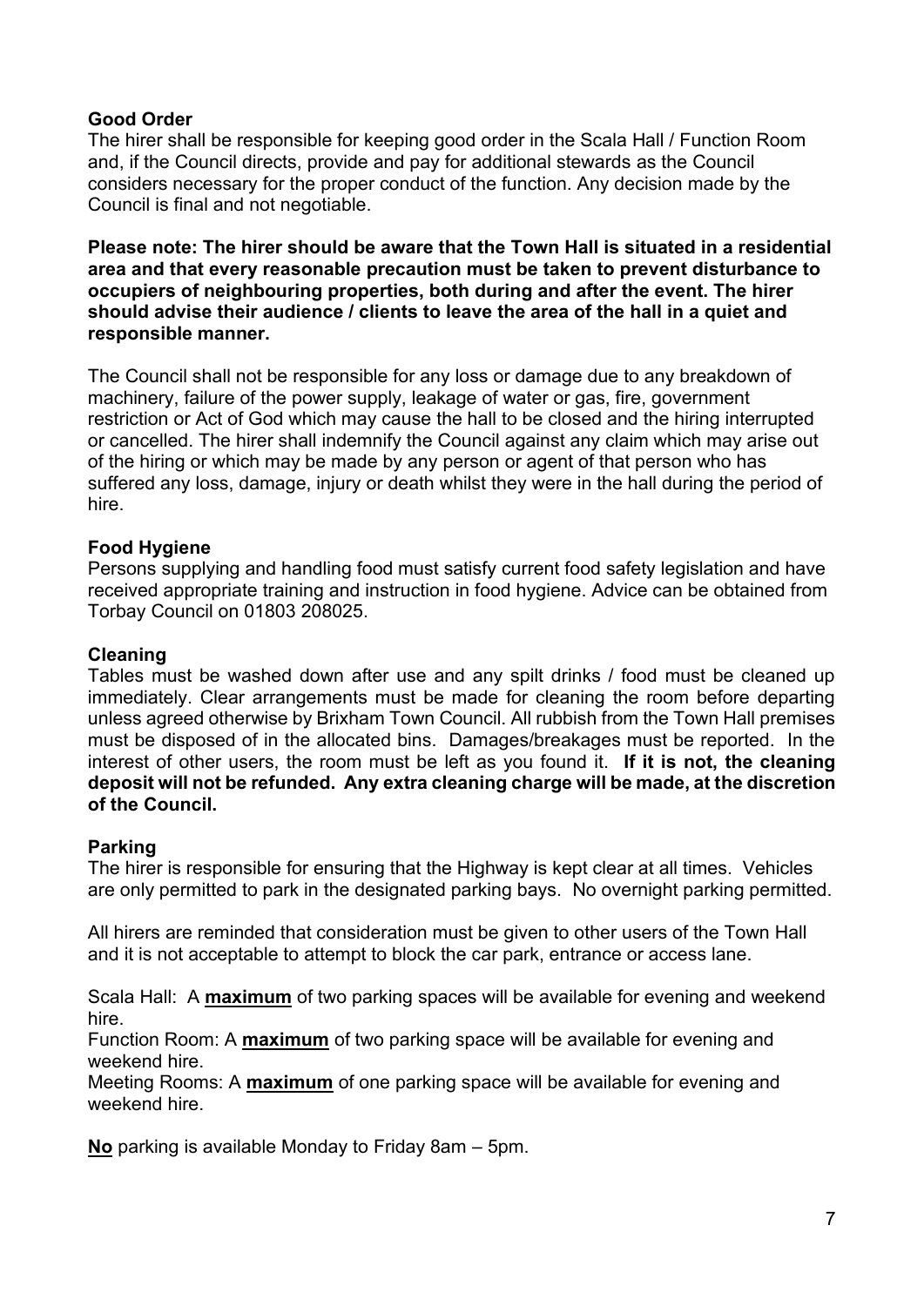## Good Order

The hirer shall be responsible for keeping good order in the Scala Hall / Function Room and, if the Council directs, provide and pay for additional stewards as the Council considers necessary for the proper conduct of the function. Any decision made by the Council is final and not negotiable.

**Please note: The hirer should be aware that the Town Hall is situated in a residential area and that every reasonable precaution must be taken to prevent disturbance to occupiers of neighbouring properties, both during and after the event. The hirer should advise their audience / clients to leave the area of the hall in a quiet and responsible manner.**

The Council shall not be responsible for any loss or damage due to any breakdown of machinery, failure of the power supply, leakage of water or gas, fire, government restriction or Act of God which may cause the hall to be closed and the hiring interrupted or cancelled. The hirer shall indemnify the Council against any claim which may arise out of the hiring or which may be made by any person or agent of that person who has suffered any loss, damage, injury or death whilst they were in the hall during the period of hire.

## Food Hygiene

Persons supplying and handling food must satisfy current food safety legislation and have received appropriate training and instruction in food hygiene. Advice can be obtained from Torbay Council on 01803 208025.

## Cleaning

Tables must be washed down after use and any spilt drinks / food must be cleaned up immediately. Clear arrangements must be made for cleaning the room before departing unless agreed otherwise by Brixham Town Council. All rubbish from the Town Hall premises must be disposed of in the allocated bins. Damages/breakages must be reported. In the interest of other users, the room must be left as you found it. **If it is not, the cleaning deposit will not be refunded. Any extra cleaning charge will be made, at the discretion of the Council.**

## Parking

The hirer is responsible for ensuring that the Highway is kept clear at all times. Vehicles are only permitted to park in the designated parking bays. No overnight parking permitted.

All hirers are reminded that consideration must be given to other users of the Town Hall and it is not acceptable to attempt to block the car park, entrance or access lane.

Scala Hall: A **maximum** of two parking spaces will be available for evening and weekend hire.
Function Room: A **maximum** of two parking space will be available for evening and weekend hire.
Meeting Rooms: A **maximum** of one parking space will be available for evening and weekend hire.

**No** parking is available Monday to Friday 8am – 5pm.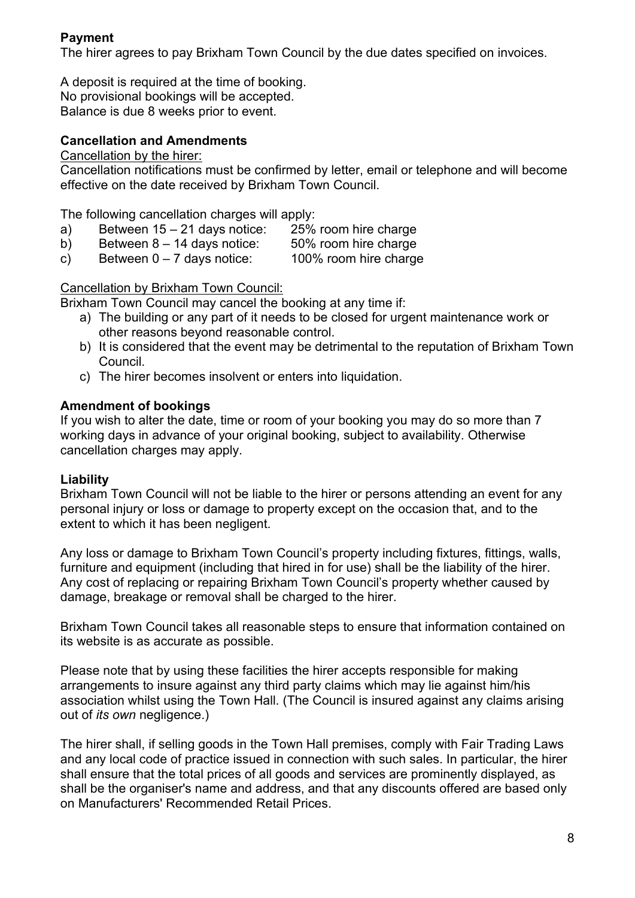**Payment**

The hirer agrees to pay Brixham Town Council by the due dates specified on invoices.

A deposit is required at the time of booking.
No provisional bookings will be accepted.
Balance is due 8 weeks prior to event.

**Cancellation and Amendments**

Cancellation by the hirer:

Cancellation notifications must be confirmed by letter, email or telephone and will become effective on the date received by Brixham Town Council.

The following cancellation charges will apply:

a) Between 15 – 21 days notice: 25% room hire charge
b) Between 8 – 14 days notice: 50% room hire charge
c) Between 0 – 7 days notice: 100% room hire charge

Cancellation by Brixham Town Council:

Brixham Town Council may cancel the booking at any time if:

a) The building or any part of it needs to be closed for urgent maintenance work or other reasons beyond reasonable control.
b) It is considered that the event may be detrimental to the reputation of Brixham Town Council.
c) The hirer becomes insolvent or enters into liquidation.

**Amendment of bookings**

If you wish to alter the date, time or room of your booking you may do so more than 7 working days in advance of your original booking, subject to availability. Otherwise cancellation charges may apply.

**Liability**

Brixham Town Council will not be liable to the hirer or persons attending an event for any personal injury or loss or damage to property except on the occasion that, and to the extent to which it has been negligent.

Any loss or damage to Brixham Town Council's property including fixtures, fittings, walls, furniture and equipment (including that hired in for use) shall be the liability of the hirer. Any cost of replacing or repairing Brixham Town Council's property whether caused by damage, breakage or removal shall be charged to the hirer.

Brixham Town Council takes all reasonable steps to ensure that information contained on its website is as accurate as possible.

Please note that by using these facilities the hirer accepts responsible for making arrangements to insure against any third party claims which may lie against him/his association whilst using the Town Hall. (The Council is insured against any claims arising out of *its own* negligence.)

The hirer shall, if selling goods in the Town Hall premises, comply with Fair Trading Laws and any local code of practice issued in connection with such sales. In particular, the hirer shall ensure that the total prices of all goods and services are prominently displayed, as shall be the organiser's name and address, and that any discounts offered are based only on Manufacturers' Recommended Retail Prices.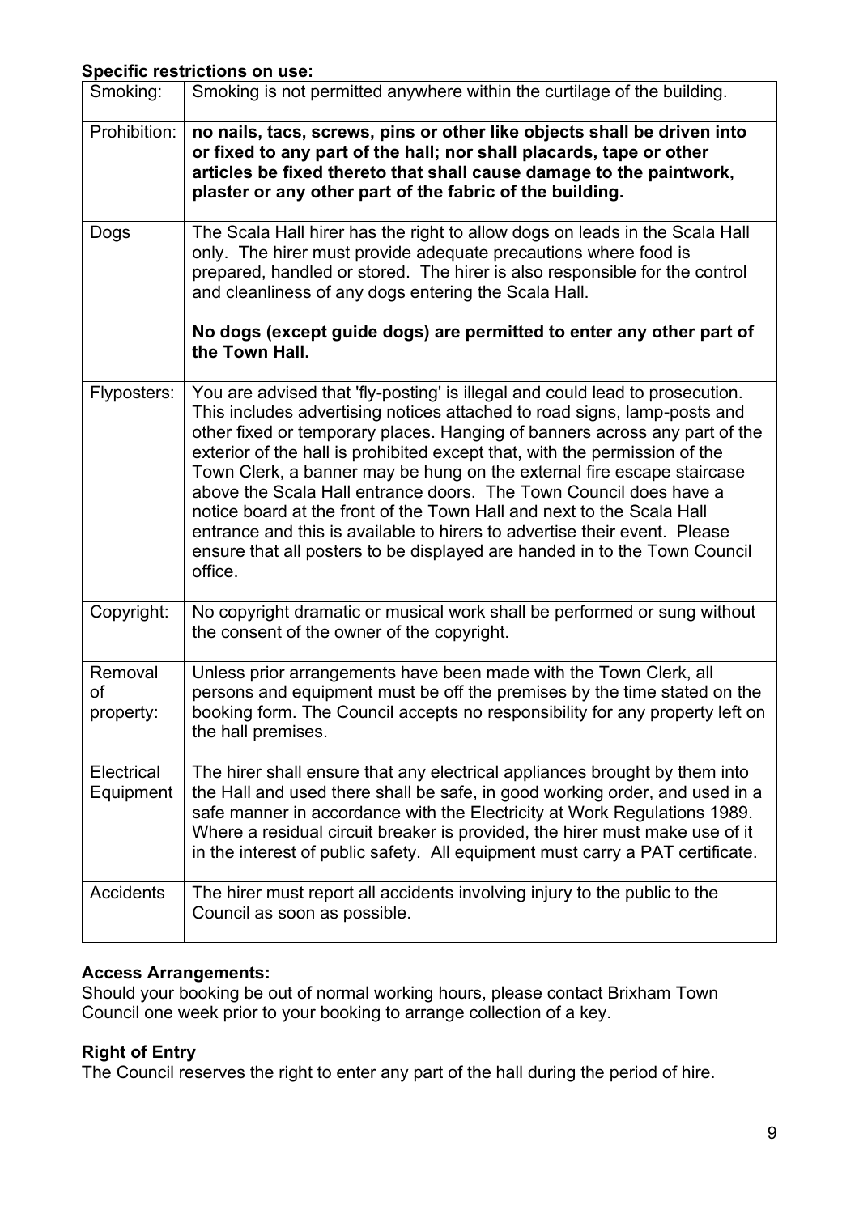**Specific restrictions on use:**

| Smoking: | Smoking is not permitted anywhere within the curtilage of the building. |
|---|---|
| Prohibition: | **no nails, tacs, screws, pins or other like objects shall be driven into or fixed to any part of the hall; nor shall placards, tape or other articles be fixed thereto that shall cause damage to the paintwork, plaster or any other part of the fabric of the building.** |
| Dogs | The Scala Hall hirer has the right to allow dogs on leads in the Scala Hall only. The hirer must provide adequate precautions where food is prepared, handled or stored. The hirer is also responsible for the control and cleanliness of any dogs entering the Scala Hall.<br><br>**No dogs (except guide dogs) are permitted to enter any other part of the Town Hall.** |
| Flyposters: | You are advised that 'fly-posting' is illegal and could lead to prosecution. This includes advertising notices attached to road signs, lamp-posts and other fixed or temporary places. Hanging of banners across any part of the exterior of the hall is prohibited except that, with the permission of the Town Clerk, a banner may be hung on the external fire escape staircase above the Scala Hall entrance doors. The Town Council does have a notice board at the front of the Town Hall and next to the Scala Hall entrance and this is available to hirers to advertise their event. Please ensure that all posters to be displayed are handed in to the Town Council office. |
| Copyright: | No copyright dramatic or musical work shall be performed or sung without the consent of the owner of the copyright. |
| Removal of property: | Unless prior arrangements have been made with the Town Clerk, all persons and equipment must be off the premises by the time stated on the booking form. The Council accepts no responsibility for any property left on the hall premises. |
| Electrical Equipment | The hirer shall ensure that any electrical appliances brought by them into the Hall and used there shall be safe, in good working order, and used in a safe manner in accordance with the Electricity at Work Regulations 1989. Where a residual circuit breaker is provided, the hirer must make use of it in the interest of public safety. All equipment must carry a PAT certificate. |
| Accidents | The hirer must report all accidents involving injury to the public to the Council as soon as possible. |

**Access Arrangements:**

Should your booking be out of normal working hours, please contact Brixham Town Council one week prior to your booking to arrange collection of a key.

**Right of Entry**

The Council reserves the right to enter any part of the hall during the period of hire.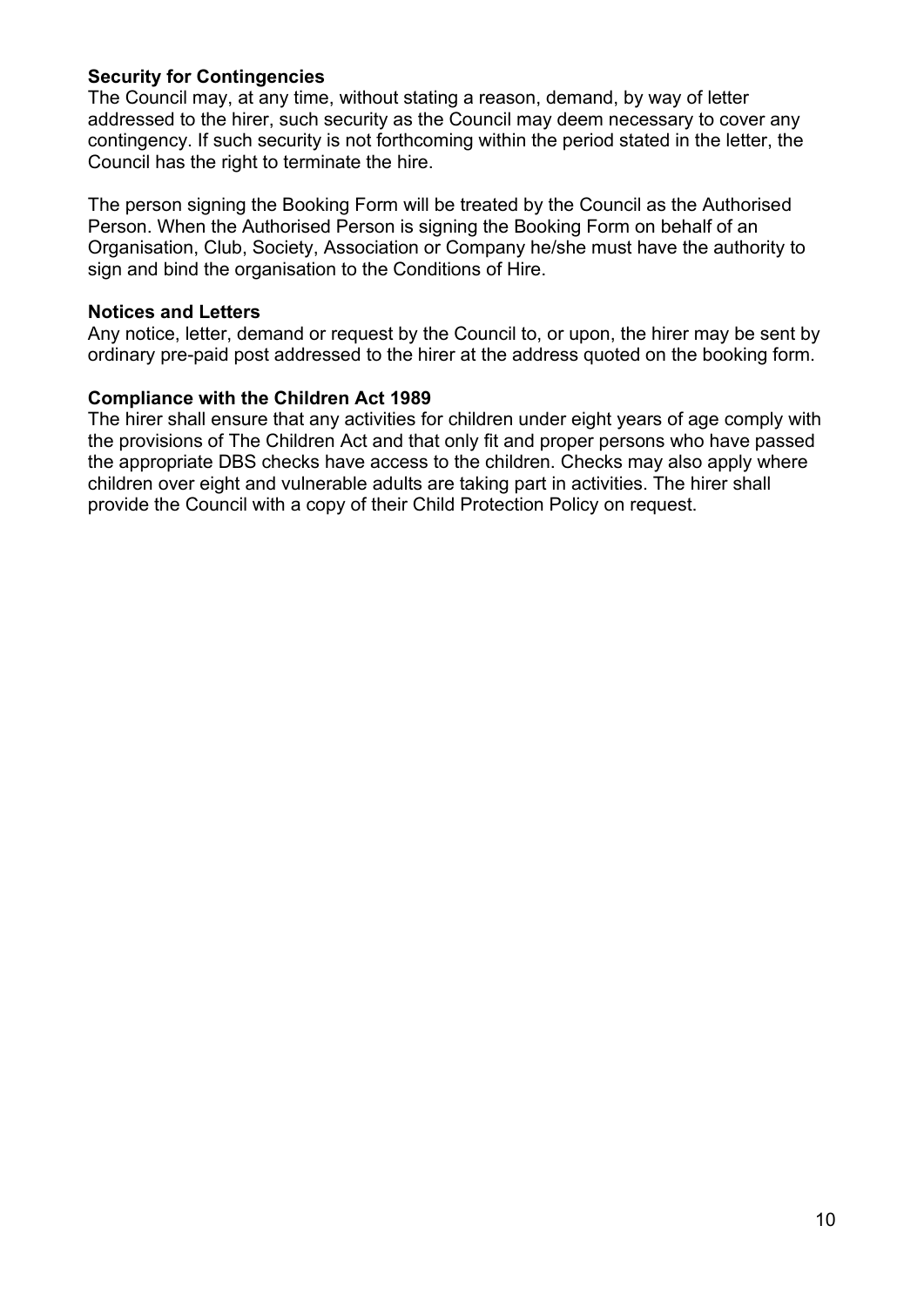**Security for Contingencies**
The Council may, at any time, without stating a reason, demand, by way of letter addressed to the hirer, such security as the Council may deem necessary to cover any contingency. If such security is not forthcoming within the period stated in the letter, the Council has the right to terminate the hire.

The person signing the Booking Form will be treated by the Council as the Authorised Person. When the Authorised Person is signing the Booking Form on behalf of an Organisation, Club, Society, Association or Company he/she must have the authority to sign and bind the organisation to the Conditions of Hire.

**Notices and Letters**
Any notice, letter, demand or request by the Council to, or upon, the hirer may be sent by ordinary pre-paid post addressed to the hirer at the address quoted on the booking form.

**Compliance with the Children Act 1989**
The hirer shall ensure that any activities for children under eight years of age comply with the provisions of The Children Act and that only fit and proper persons who have passed the appropriate DBS checks have access to the children. Checks may also apply where children over eight and vulnerable adults are taking part in activities. The hirer shall provide the Council with a copy of their Child Protection Policy on request.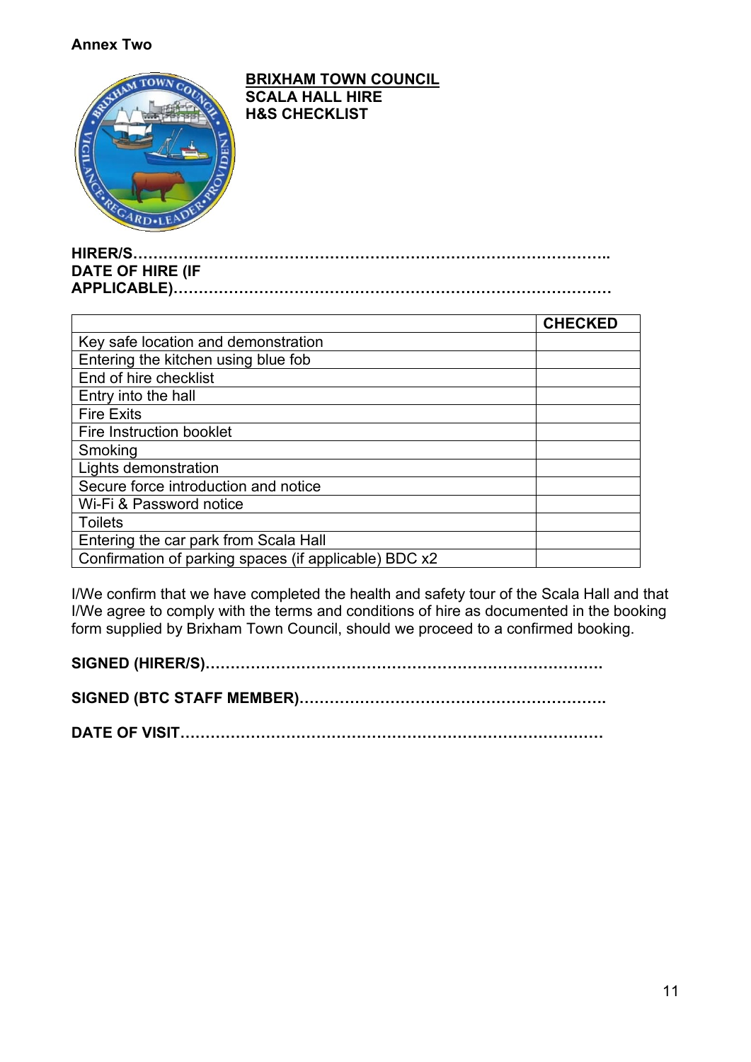**Annex Two**

**BRIXHAM TOWN COUNCIL**
**SCALA HALL HIRE**
**H&S CHECKLIST**

**HIRER/S…………………………………………………………………………………..**
**DATE OF HIRE (IF APPLICABLE)…………………………………………………………………………**

| | CHECKED |
|---|---|
| Key safe location and demonstration | |
| Entering the kitchen using blue fob | |
| End of hire checklist | |
| Entry into the hall | |
| Fire Exits | |
| Fire Instruction booklet | |
| Smoking | |
| Lights demonstration | |
| Secure force introduction and notice | |
| Wi-Fi & Password notice | |
| Toilets | |
| Entering the car park from Scala Hall | |
| Confirmation of parking spaces (if applicable) BDC x2 | |

I/We confirm that we have completed the health and safety tour of the Scala Hall and that I/We agree to comply with the terms and conditions of hire as documented in the booking form supplied by Brixham Town Council, should we proceed to a confirmed booking.

**SIGNED (HIRER/S)……………………………………………………………………**

**SIGNED (BTC STAFF MEMBER)…………………………………………………….**

**DATE OF VISIT…………………………………………………………………………**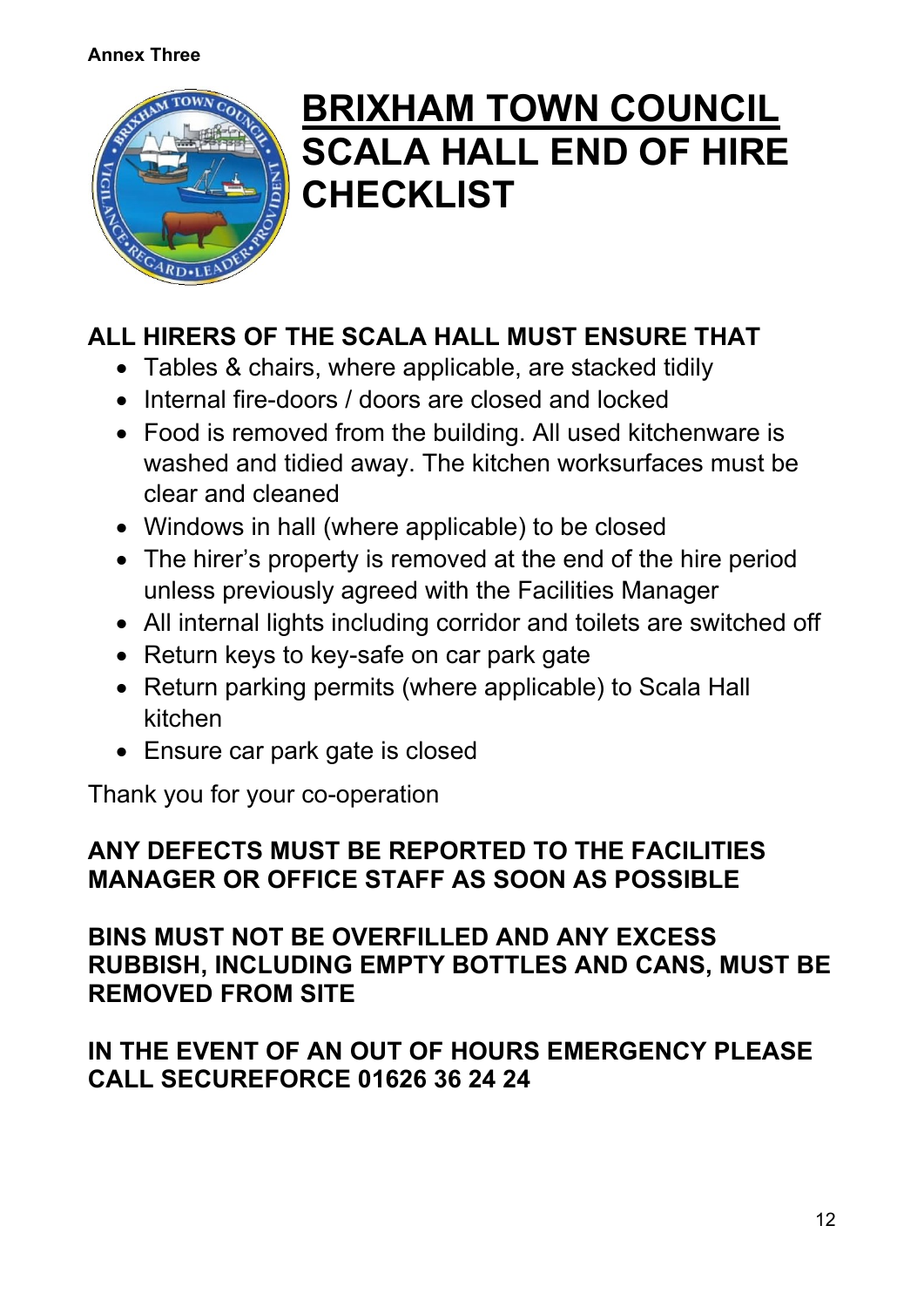**Annex Three**

# BRIXHAM TOWN COUNCIL SCALA HALL END OF HIRE CHECKLIST

**ALL HIRERS OF THE SCALA HALL MUST ENSURE THAT**

- Tables & chairs, where applicable, are stacked tidily
- Internal fire-doors / doors are closed and locked
- Food is removed from the building. All used kitchenware is washed and tidied away. The kitchen worksurfaces must be clear and cleaned
- Windows in hall (where applicable) to be closed
- The hirer's property is removed at the end of the hire period unless previously agreed with the Facilities Manager
- All internal lights including corridor and toilets are switched off
- Return keys to key-safe on car park gate
- Return parking permits (where applicable) to Scala Hall kitchen
- Ensure car park gate is closed

Thank you for your co-operation

**ANY DEFECTS MUST BE REPORTED TO THE FACILITIES MANAGER OR OFFICE STAFF AS SOON AS POSSIBLE**

**BINS MUST NOT BE OVERFILLED AND ANY EXCESS RUBBISH, INCLUDING EMPTY BOTTLES AND CANS, MUST BE REMOVED FROM SITE**

**IN THE EVENT OF AN OUT OF HOURS EMERGENCY PLEASE CALL SECUREFORCE 01626 36 24 24**